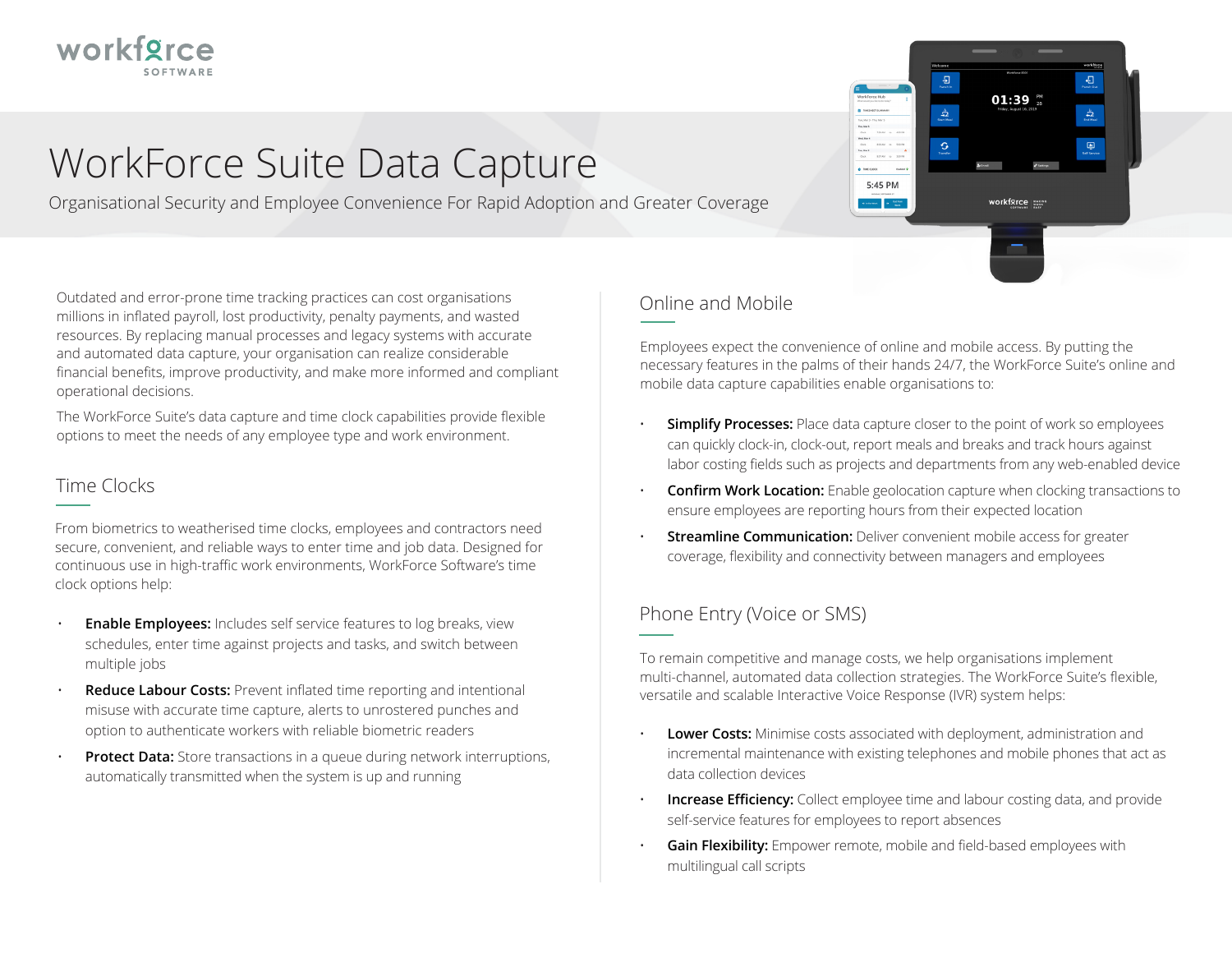# WorkForce Suite Data Capture

Organisational Security and Employee Convenience For Rapid Adoption and Greater Coverage

Outdated and error-prone time tracking practices can cost organisations millions in inflated payroll, lost productivity, penalty payments, and wasted resources. By replacing manual processes and legacy systems with accurate and automated data capture, your organisation can realize considerable financial benefits, improve productivity, and make more informed and compliant operational decisions.

The WorkForce Suite's data capture and time clock capabilities provide flexible options to meet the needs of any employee type and work environment.

## Time Clocks

From biometrics to weatherised time clocks, employees and contractors need secure, convenient, and reliable ways to enter time and job data. Designed for continuous use in high-traffic work environments, WorkForce Software's time clock options help:

- **Enable Employees:** Includes self service features to log breaks, view schedules, enter time against projects and tasks, and switch between multiple jobs
- **Reduce Labour Costs:** Prevent inflated time reporting and intentional misuse with accurate time capture, alerts to unrostered punches and option to authenticate workers with reliable biometric readers
- **Protect Data:** Store transactions in a queue during network interruptions, automatically transmitted when the system is up and running

## Online and Mobile

Employees expect the convenience of online and mobile access. By putting the necessary features in the palms of their hands 24/7, the WorkForce Suite's online and mobile data capture capabilities enable organisations to:

- **Simplify Processes:** Place data capture closer to the point of work so employees can quickly clock-in, clock-out, report meals and breaks and track hours against labor costing fields such as projects and departments from any web-enabled device
- **Confirm Work Location:** Enable geolocation capture when clocking transactions to ensure employees are reporting hours from their expected location
- **Streamline Communication:** Deliver convenient mobile access for greater coverage, flexibility and connectivity between managers and employees

## Phone Entry (Voice or SMS)

To remain competitive and manage costs, we help organisations implement multi-channel, automated data collection strategies. The WorkForce Suite's flexible, versatile and scalable Interactive Voice Response (IVR) system helps:

- **Lower Costs:** Minimise costs associated with deployment, administration and incremental maintenance with existing telephones and mobile phones that act as data collection devices
- **Increase Efficiency:** Collect employee time and labour costing data, and provide self-service features for employees to report absences
- **Gain Flexibility:** Empower remote, mobile and field-based employees with multilingual call scripts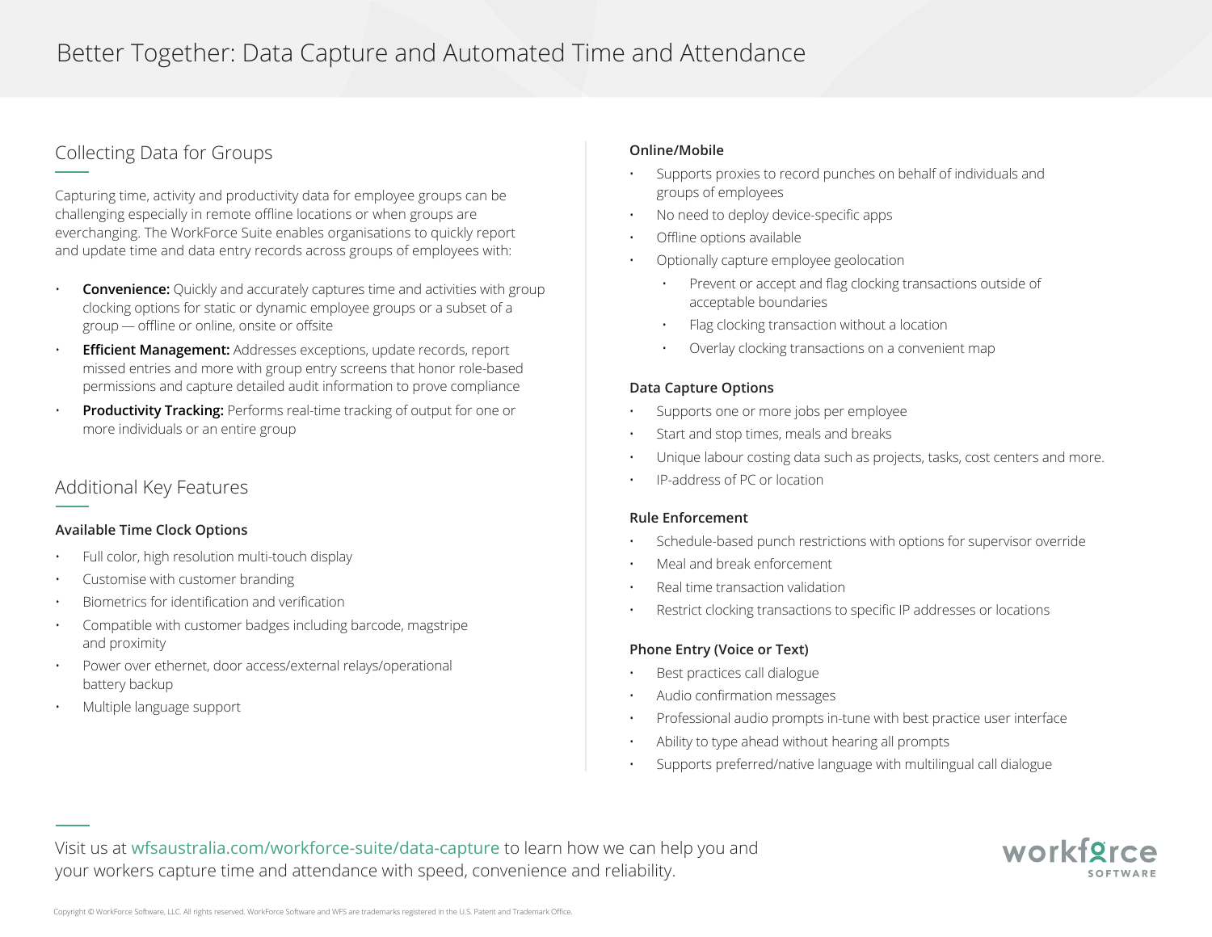# Better Together: Data Capture and Automated Time and Attendance

## Collecting Data for Groups

Capturing time, activity and productivity data for employee groups can be challenging especially in remote offline locations or when groups are everchanging. The WorkForce Suite enables organisations to quickly report and update time and data entry records across groups of employees with:

- **Convenience:** Quickly and accurately captures time and activities with group clocking options for static or dynamic employee groups or a subset of a group — offline or online, onsite or offsite
- **Efficient Management:** Addresses exceptions, update records, report missed entries and more with group entry screens that honor role-based permissions and capture detailed audit information to prove compliance
- **Productivity Tracking:** Performs real-time tracking of output for one or more individuals or an entire group

## Additional Key Features

### Available Time Clock Options

- Full color, high resolution multi-touch display
- Customise with customer branding
- Biometrics for identification and verification
- Compatible with customer badges including barcode, magstripe and proximity
- Power over ethernet, door access/external relays/operational battery backup
- Multiple language support

### Online/Mobile

- Supports proxies to record punches on behalf of individuals and groups of employees
- No need to deploy device-specific apps
- Offline options available
- Optionally capture employee geolocation
  - Prevent or accept and flag clocking transactions outside of acceptable boundaries
  - Flag clocking transaction without a location
  - Overlay clocking transactions on a convenient map

### Data Capture Options

- Supports one or more jobs per employee
- Start and stop times, meals and breaks
- Unique labour costing data such as projects, tasks, cost centers and more.
- IP-address of PC or location

### Rule Enforcement

- Schedule-based punch restrictions with options for supervisor override
- Meal and break enforcement
- Real time transaction validation
- Restrict clocking transactions to specific IP addresses or locations

### Phone Entry (Voice or Text)

- Best practices call dialogue
- Audio confirmation messages
- Professional audio prompts in-tune with best practice user interface
- Ability to type ahead without hearing all prompts
- Supports preferred/native language with multilingual call dialogue

Visit us at wfsaustralia.com/workforce-suite/data-capture to learn how we can help you and your workers capture time and attendance with speed, convenience and reliability.

workforce SOFTWARE

Copyright © WorkForce Software, LLC. All rights reserved. WorkForce Software and WFS are trademarks registered in the U.S. Patent and Trademark Office.